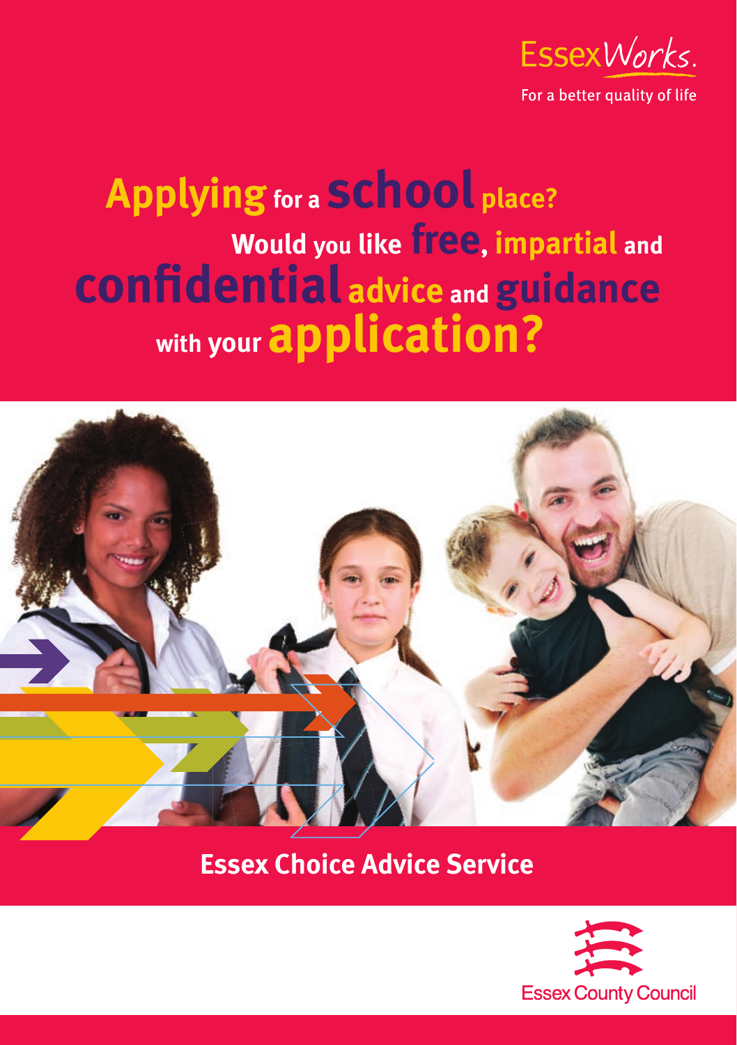EssexWorks.

For a better quality of life

# Applying for a school place? Would you like free, impartial and confidential advice and guidance with your application?

## Essex Choice Advice Service

Essex County Council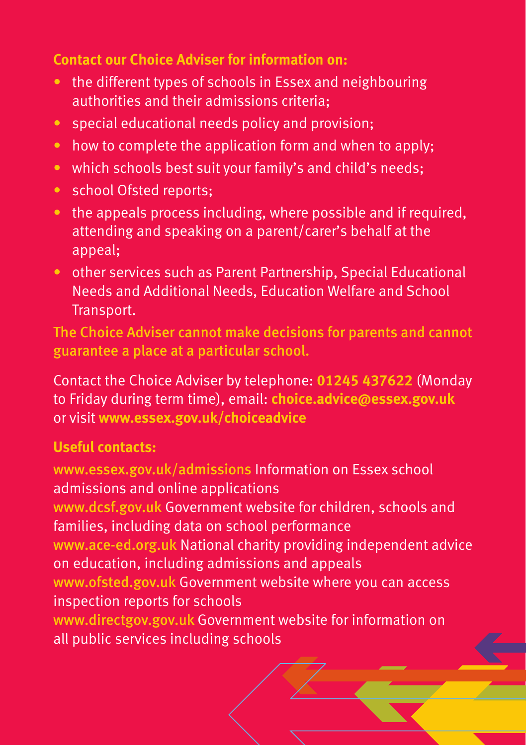**Contact our Choice Adviser for information on:**

- the different types of schools in Essex and neighbouring authorities and their admissions criteria;
- special educational needs policy and provision;
- how to complete the application form and when to apply;
- which schools best suit your family's and child's needs;
- school Ofsted reports;
- the appeals process including, where possible and if required, attending and speaking on a parent/carer's behalf at the appeal;
- other services such as Parent Partnership, Special Educational Needs and Additional Needs, Education Welfare and School Transport.

The Choice Adviser cannot make decisions for parents and cannot guarantee a place at a particular school.

Contact the Choice Adviser by telephone: **01245 437622** (Monday to Friday during term time), email: **choice.advice@essex.gov.uk** or visit **www.essex.gov.uk/choiceadvice**

**Useful contacts:**

www.essex.gov.uk/admissions Information on Essex school admissions and online applications

www.dcsf.gov.uk Government website for children, schools and families, including data on school performance

www.ace-ed.org.uk National charity providing independent advice on education, including admissions and appeals

www.ofsted.gov.uk Government website where you can access inspection reports for schools

www.directgov.gov.uk Government website for information on all public services including schools